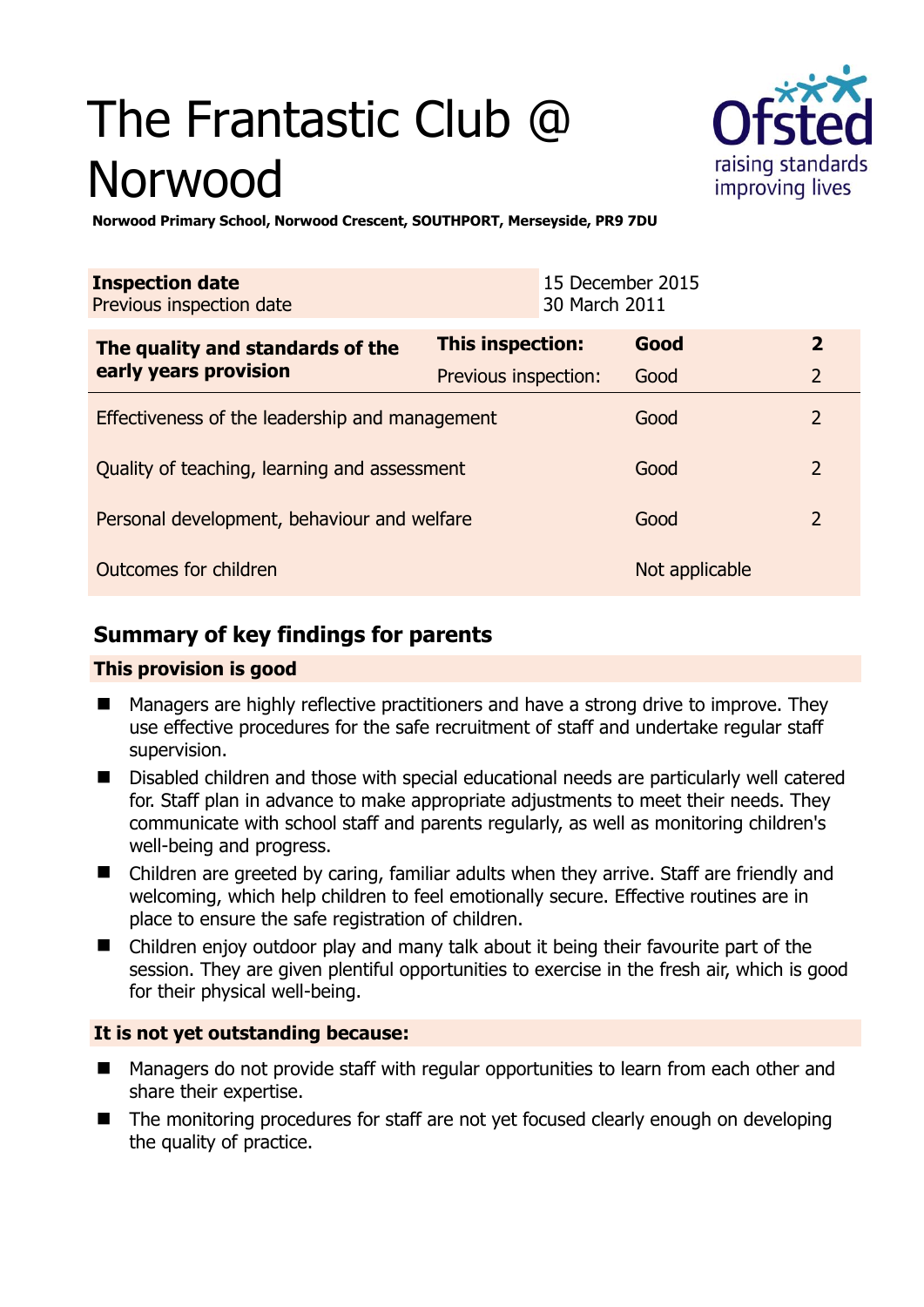# The Frantastic Club @ Norwood

**Norwood Primary School, Norwood Crescent, SOUTHPORT, Merseyside, PR9 7DU**

| | |
|---|---|
| **Inspection date** | 15 December 2015 |
| Previous inspection date | 30 March 2011 |

| **The quality and standards of the early years provision** | **This inspection:** | **Good** | **2** |
|---|---|---|---|
| | Previous inspection: | Good | 2 |
| Effectiveness of the leadership and management | | Good | 2 |
| Quality of teaching, learning and assessment | | Good | 2 |
| Personal development, behaviour and welfare | | Good | 2 |
| Outcomes for children | | Not applicable | |

## Summary of key findings for parents

### This provision is good

- Managers are highly reflective practitioners and have a strong drive to improve. They use effective procedures for the safe recruitment of staff and undertake regular staff supervision.
- Disabled children and those with special educational needs are particularly well catered for. Staff plan in advance to make appropriate adjustments to meet their needs. They communicate with school staff and parents regularly, as well as monitoring children's well-being and progress.
- Children are greeted by caring, familiar adults when they arrive. Staff are friendly and welcoming, which help children to feel emotionally secure. Effective routines are in place to ensure the safe registration of children.
- Children enjoy outdoor play and many talk about it being their favourite part of the session. They are given plentiful opportunities to exercise in the fresh air, which is good for their physical well-being.

### It is not yet outstanding because:

- Managers do not provide staff with regular opportunities to learn from each other and share their expertise.
- The monitoring procedures for staff are not yet focused clearly enough on developing the quality of practice.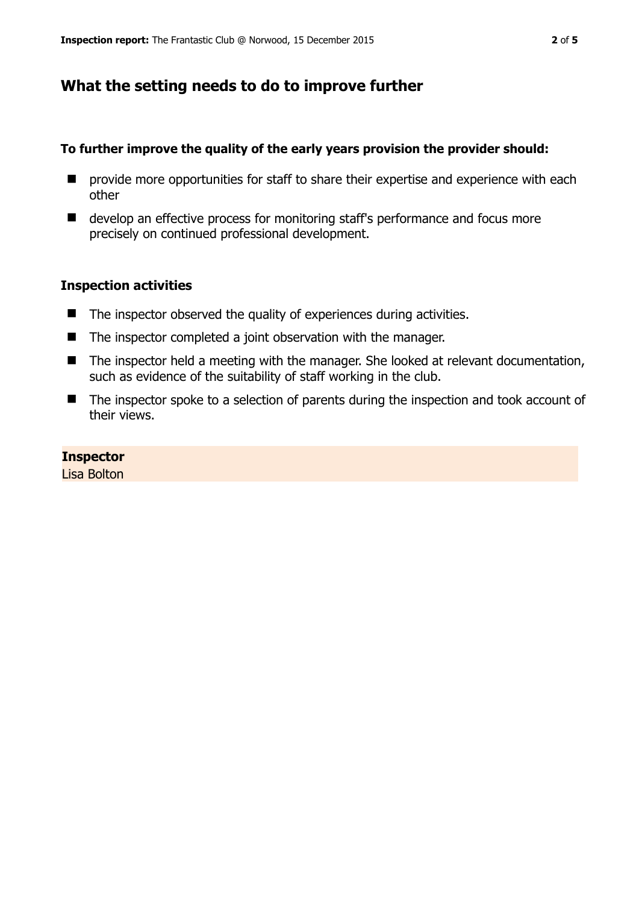## What the setting needs to do to improve further

**To further improve the quality of the early years provision the provider should:**

- provide more opportunities for staff to share their expertise and experience with each other
- develop an effective process for monitoring staff's performance and focus more precisely on continued professional development.

### Inspection activities

- The inspector observed the quality of experiences during activities.
- The inspector completed a joint observation with the manager.
- The inspector held a meeting with the manager. She looked at relevant documentation, such as evidence of the suitability of staff working in the club.
- The inspector spoke to a selection of parents during the inspection and took account of their views.

**Inspector**
Lisa Bolton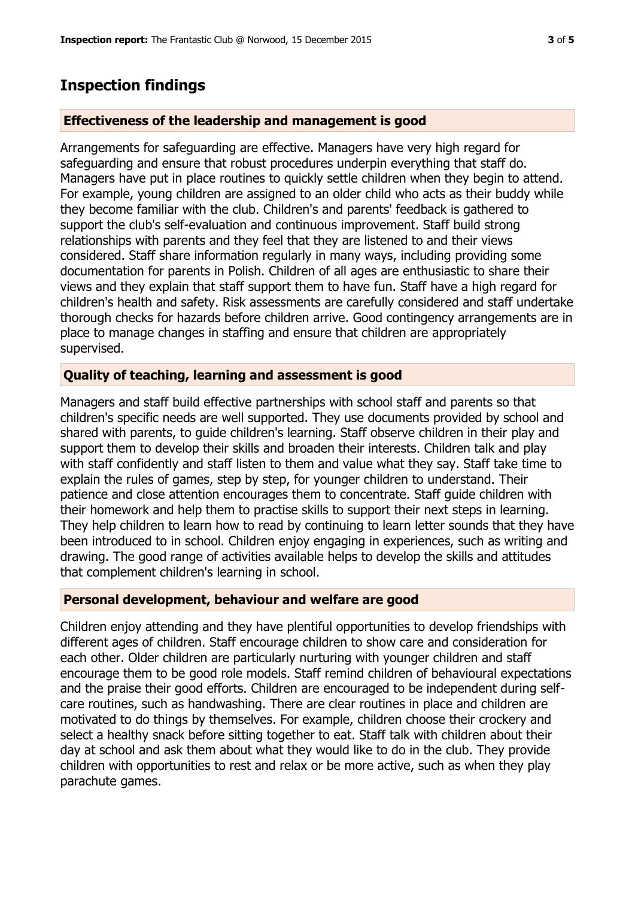## Inspection findings

### Effectiveness of the leadership and management is good

Arrangements for safeguarding are effective. Managers have very high regard for safeguarding and ensure that robust procedures underpin everything that staff do. Managers have put in place routines to quickly settle children when they begin to attend. For example, young children are assigned to an older child who acts as their buddy while they become familiar with the club. Children's and parents' feedback is gathered to support the club's self-evaluation and continuous improvement. Staff build strong relationships with parents and they feel that they are listened to and their views considered. Staff share information regularly in many ways, including providing some documentation for parents in Polish. Children of all ages are enthusiastic to share their views and they explain that staff support them to have fun. Staff have a high regard for children's health and safety. Risk assessments are carefully considered and staff undertake thorough checks for hazards before children arrive. Good contingency arrangements are in place to manage changes in staffing and ensure that children are appropriately supervised.

### Quality of teaching, learning and assessment is good

Managers and staff build effective partnerships with school staff and parents so that children's specific needs are well supported. They use documents provided by school and shared with parents, to guide children's learning. Staff observe children in their play and support them to develop their skills and broaden their interests. Children talk and play with staff confidently and staff listen to them and value what they say. Staff take time to explain the rules of games, step by step, for younger children to understand. Their patience and close attention encourages them to concentrate. Staff guide children with their homework and help them to practise skills to support their next steps in learning. They help children to learn how to read by continuing to learn letter sounds that they have been introduced to in school. Children enjoy engaging in experiences, such as writing and drawing. The good range of activities available helps to develop the skills and attitudes that complement children's learning in school.

### Personal development, behaviour and welfare are good

Children enjoy attending and they have plentiful opportunities to develop friendships with different ages of children. Staff encourage children to show care and consideration for each other. Older children are particularly nurturing with younger children and staff encourage them to be good role models. Staff remind children of behavioural expectations and the praise their good efforts. Children are encouraged to be independent during self-care routines, such as handwashing. There are clear routines in place and children are motivated to do things by themselves. For example, children choose their crockery and select a healthy snack before sitting together to eat. Staff talk with children about their day at school and ask them about what they would like to do in the club. They provide children with opportunities to rest and relax or be more active, such as when they play parachute games.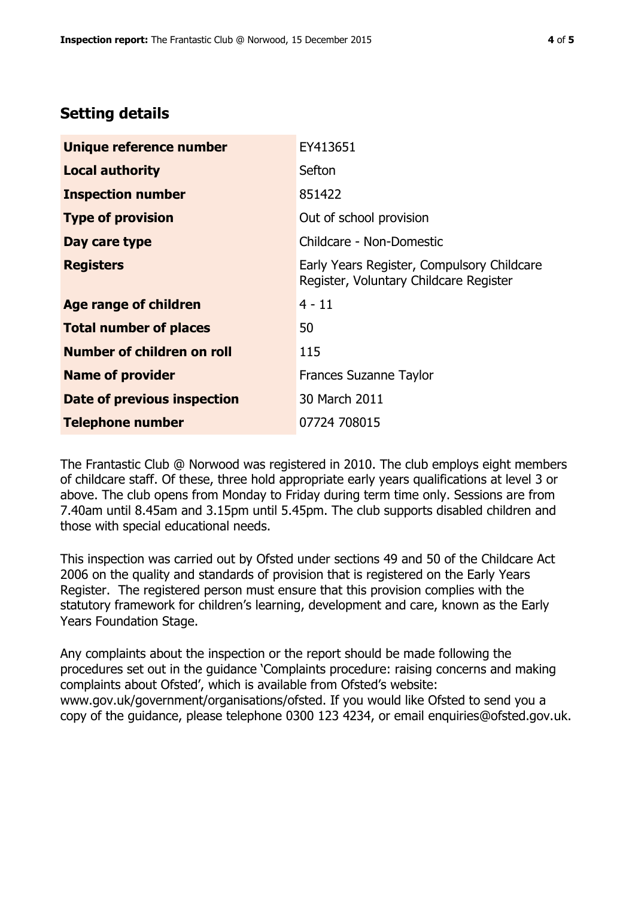## Setting details

| | |
|---|---|
| **Unique reference number** | EY413651 |
| **Local authority** | Sefton |
| **Inspection number** | 851422 |
| **Type of provision** | Out of school provision |
| **Day care type** | Childcare - Non-Domestic |
| **Registers** | Early Years Register, Compulsory Childcare Register, Voluntary Childcare Register |
| **Age range of children** | 4 - 11 |
| **Total number of places** | 50 |
| **Number of children on roll** | 115 |
| **Name of provider** | Frances Suzanne Taylor |
| **Date of previous inspection** | 30 March 2011 |
| **Telephone number** | 07724 708015 |

The Frantastic Club @ Norwood was registered in 2010. The club employs eight members of childcare staff. Of these, three hold appropriate early years qualifications at level 3 or above. The club opens from Monday to Friday during term time only. Sessions are from 7.40am until 8.45am and 3.15pm until 5.45pm. The club supports disabled children and those with special educational needs.

This inspection was carried out by Ofsted under sections 49 and 50 of the Childcare Act 2006 on the quality and standards of provision that is registered on the Early Years Register. The registered person must ensure that this provision complies with the statutory framework for children's learning, development and care, known as the Early Years Foundation Stage.

Any complaints about the inspection or the report should be made following the procedures set out in the guidance 'Complaints procedure: raising concerns and making complaints about Ofsted', which is available from Ofsted's website: www.gov.uk/government/organisations/ofsted. If you would like Ofsted to send you a copy of the guidance, please telephone 0300 123 4234, or email enquiries@ofsted.gov.uk.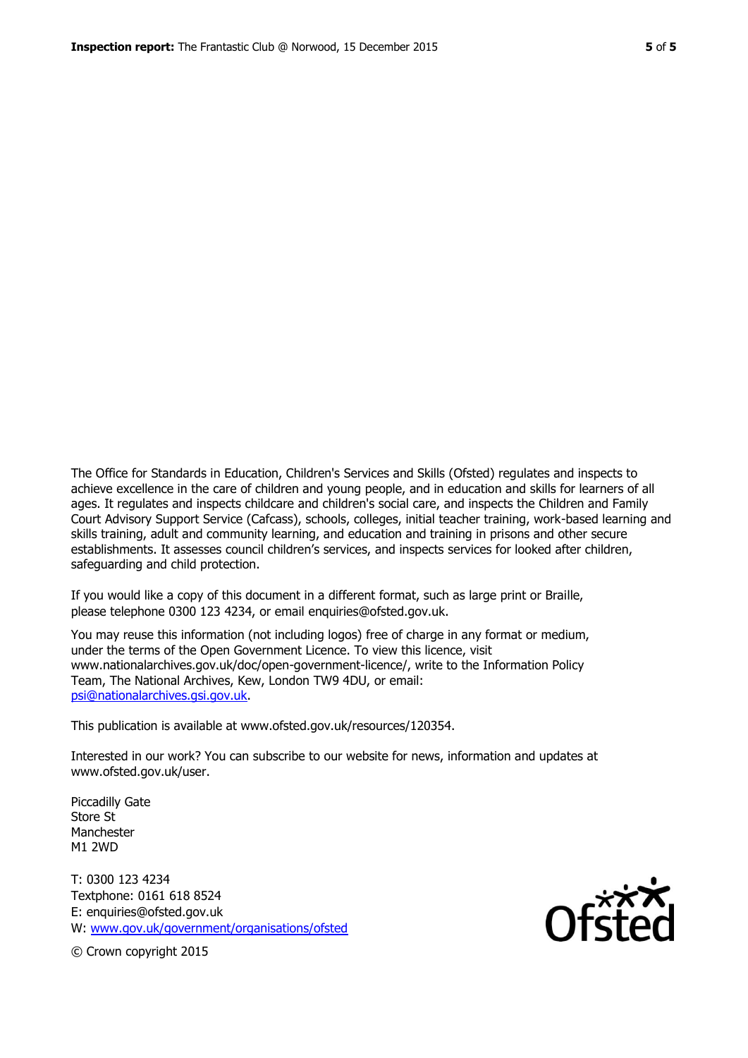The Office for Standards in Education, Children's Services and Skills (Ofsted) regulates and inspects to achieve excellence in the care of children and young people, and in education and skills for learners of all ages. It regulates and inspects childcare and children's social care, and inspects the Children and Family Court Advisory Support Service (Cafcass), schools, colleges, initial teacher training, work-based learning and skills training, adult and community learning, and education and training in prisons and other secure establishments. It assesses council children's services, and inspects services for looked after children, safeguarding and child protection.

If you would like a copy of this document in a different format, such as large print or Braille, please telephone 0300 123 4234, or email enquiries@ofsted.gov.uk.

You may reuse this information (not including logos) free of charge in any format or medium, under the terms of the Open Government Licence. To view this licence, visit www.nationalarchives.gov.uk/doc/open-government-licence/, write to the Information Policy Team, The National Archives, Kew, London TW9 4DU, or email: psi@nationalarchives.gsi.gov.uk.

This publication is available at www.ofsted.gov.uk/resources/120354.

Interested in our work? You can subscribe to our website for news, information and updates at www.ofsted.gov.uk/user.

Piccadilly Gate
Store St
Manchester
M1 2WD

T: 0300 123 4234
Textphone: 0161 618 8524
E: enquiries@ofsted.gov.uk
W: www.gov.uk/government/organisations/ofsted

© Crown copyright 2015